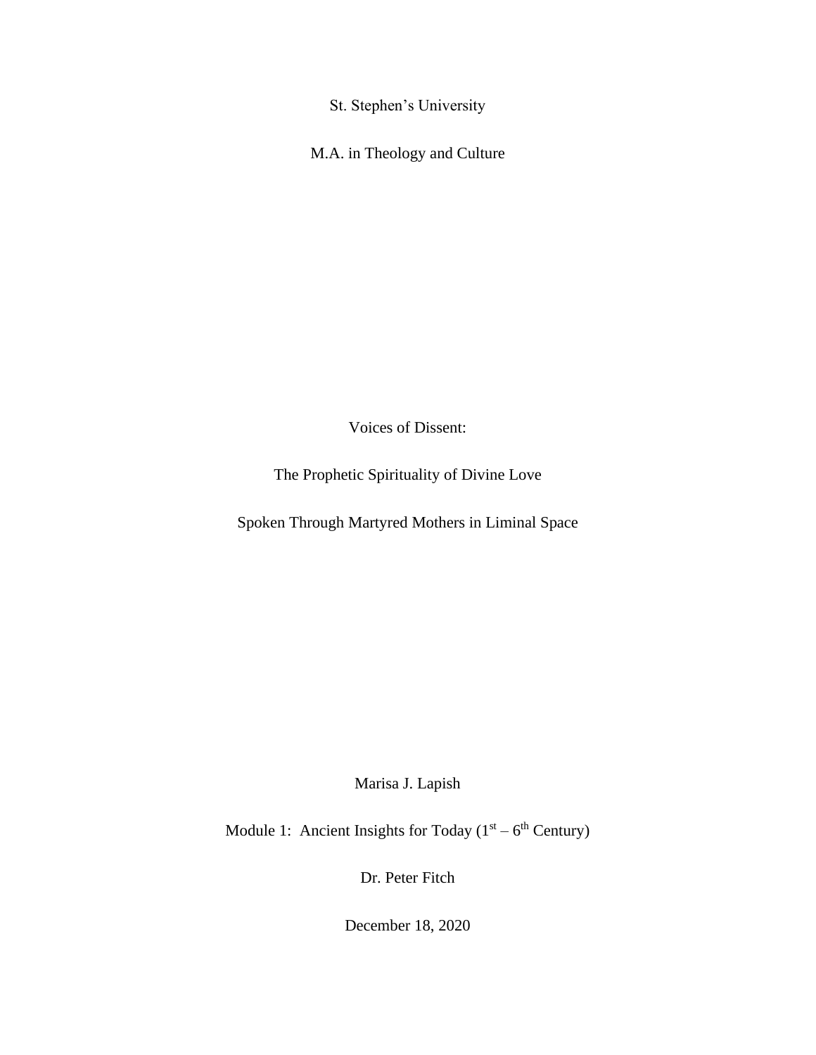St. Stephen's University

M.A. in Theology and Culture

# Voices of Dissent:

# The Prophetic Spirituality of Divine Love

# Spoken Through Martyred Mothers in Liminal Space

Marisa J. Lapish

Module 1: Ancient Insights for Today ($1^{st}$ – $6^{th}$ Century)

Dr. Peter Fitch

December 18, 2020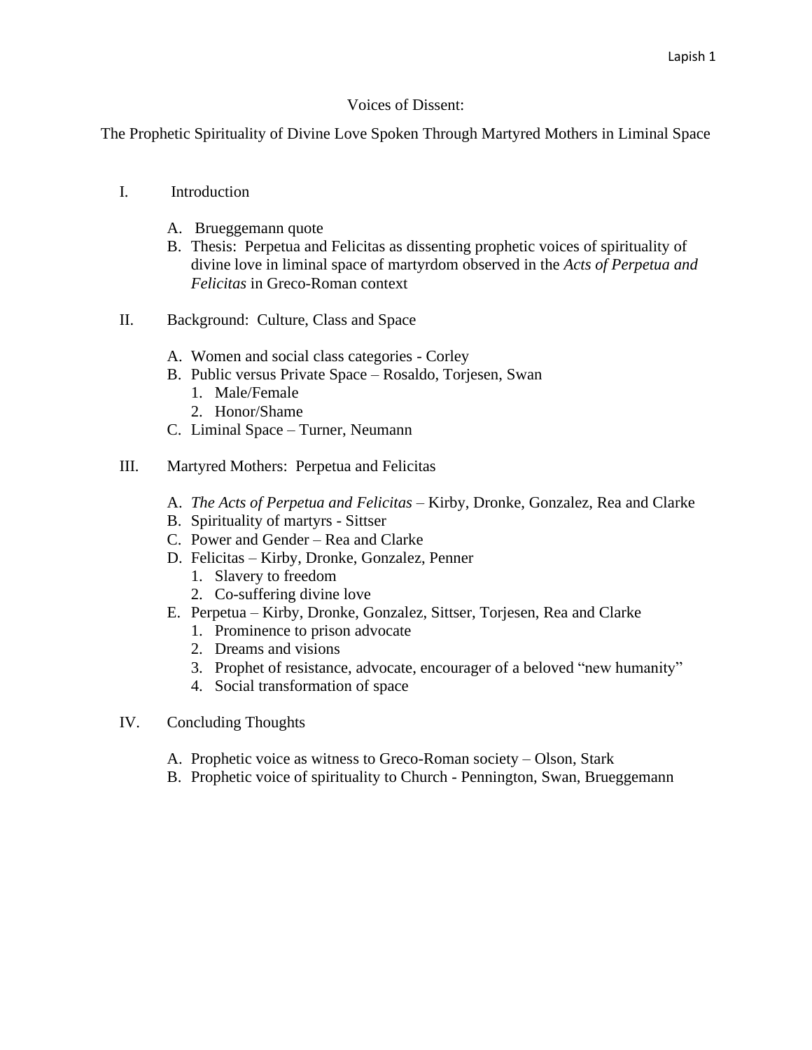Voices of Dissent:

The Prophetic Spirituality of Divine Love Spoken Through Martyred Mothers in Liminal Space

I. Introduction

   A. Brueggemann quote
   B. Thesis: Perpetua and Felicitas as dissenting prophetic voices of spirituality of divine love in liminal space of martyrdom observed in the *Acts of Perpetua and Felicitas* in Greco-Roman context

II. Background: Culture, Class and Space

   A. Women and social class categories - Corley
   B. Public versus Private Space – Rosaldo, Torjesen, Swan
      1. Male/Female
      2. Honor/Shame
   C. Liminal Space – Turner, Neumann

III. Martyred Mothers: Perpetua and Felicitas

   A. *The Acts of Perpetua and Felicitas* – Kirby, Dronke, Gonzalez, Rea and Clarke
   B. Spirituality of martyrs - Sittser
   C. Power and Gender – Rea and Clarke
   D. Felicitas – Kirby, Dronke, Gonzalez, Penner
      1. Slavery to freedom
      2. Co-suffering divine love
   E. Perpetua – Kirby, Dronke, Gonzalez, Sittser, Torjesen, Rea and Clarke
      1. Prominence to prison advocate
      2. Dreams and visions
      3. Prophet of resistance, advocate, encourager of a beloved "new humanity"
      4. Social transformation of space

IV. Concluding Thoughts

   A. Prophetic voice as witness to Greco-Roman society – Olson, Stark
   B. Prophetic voice of spirituality to Church - Pennington, Swan, Brueggemann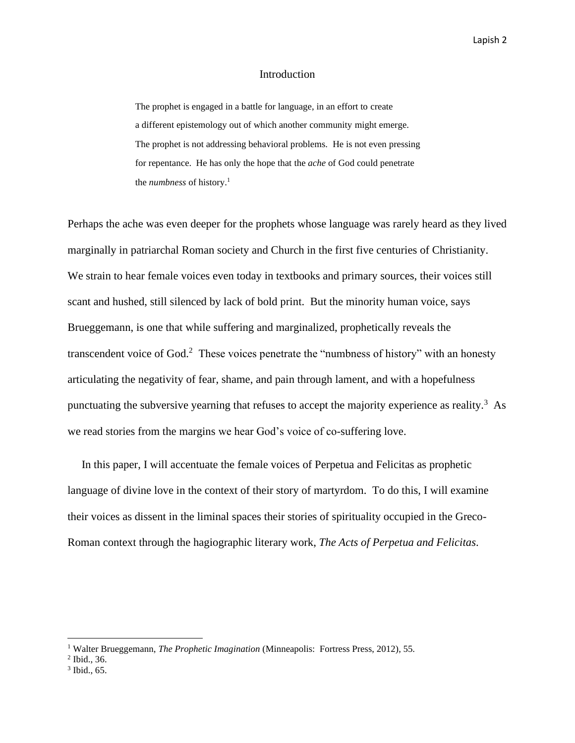## Introduction

> The prophet is engaged in a battle for language, in an effort to create a different epistemology out of which another community might emerge. The prophet is not addressing behavioral problems. He is not even pressing for repentance. He has only the hope that the *ache* of God could penetrate the *numbness* of history.[1]

Perhaps the ache was even deeper for the prophets whose language was rarely heard as they lived marginally in patriarchal Roman society and Church in the first five centuries of Christianity. We strain to hear female voices even today in textbooks and primary sources, their voices still scant and hushed, still silenced by lack of bold print. But the minority human voice, says Brueggemann, is one that while suffering and marginalized, prophetically reveals the transcendent voice of God.[2] These voices penetrate the "numbness of history" with an honesty articulating the negativity of fear, shame, and pain through lament, and with a hopefulness punctuating the subversive yearning that refuses to accept the majority experience as reality.[3] As we read stories from the margins we hear God's voice of co-suffering love.

In this paper, I will accentuate the female voices of Perpetua and Felicitas as prophetic language of divine love in the context of their story of martyrdom. To do this, I will examine their voices as dissent in the liminal spaces their stories of spirituality occupied in the Greco-Roman context through the hagiographic literary work, *The Acts of Perpetua and Felicitas*.

---

[1] Walter Brueggemann, *The Prophetic Imagination* (Minneapolis: Fortress Press, 2012), 55.

[2] Ibid., 36.

[3] Ibid., 65.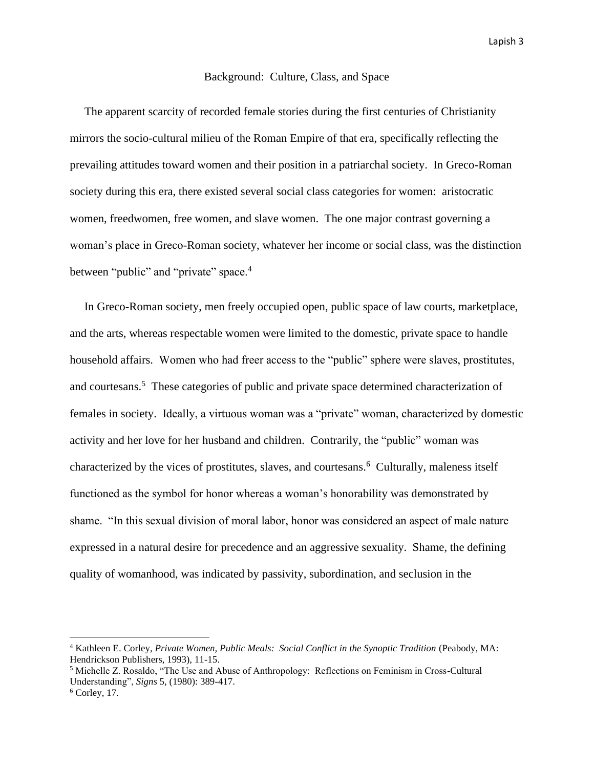## Background: Culture, Class, and Space

The apparent scarcity of recorded female stories during the first centuries of Christianity mirrors the socio-cultural milieu of the Roman Empire of that era, specifically reflecting the prevailing attitudes toward women and their position in a patriarchal society. In Greco-Roman society during this era, there existed several social class categories for women: aristocratic women, freedwomen, free women, and slave women. The one major contrast governing a woman's place in Greco-Roman society, whatever her income or social class, was the distinction between "public" and "private" space.[4]

In Greco-Roman society, men freely occupied open, public space of law courts, marketplace, and the arts, whereas respectable women were limited to the domestic, private space to handle household affairs. Women who had freer access to the "public" sphere were slaves, prostitutes, and courtesans.[5] These categories of public and private space determined characterization of females in society. Ideally, a virtuous woman was a "private" woman, characterized by domestic activity and her love for her husband and children. Contrarily, the "public" woman was characterized by the vices of prostitutes, slaves, and courtesans.[6] Culturally, maleness itself functioned as the symbol for honor whereas a woman's honorability was demonstrated by shame. "In this sexual division of moral labor, honor was considered an aspect of male nature expressed in a natural desire for precedence and an aggressive sexuality. Shame, the defining quality of womanhood, was indicated by passivity, subordination, and seclusion in the

---

[4] Kathleen E. Corley, *Private Women, Public Meals: Social Conflict in the Synoptic Tradition* (Peabody, MA: Hendrickson Publishers, 1993), 11-15.

[5] Michelle Z. Rosaldo, "The Use and Abuse of Anthropology: Reflections on Feminism in Cross-Cultural Understanding", *Signs* 5, (1980): 389-417.

[6] Corley, 17.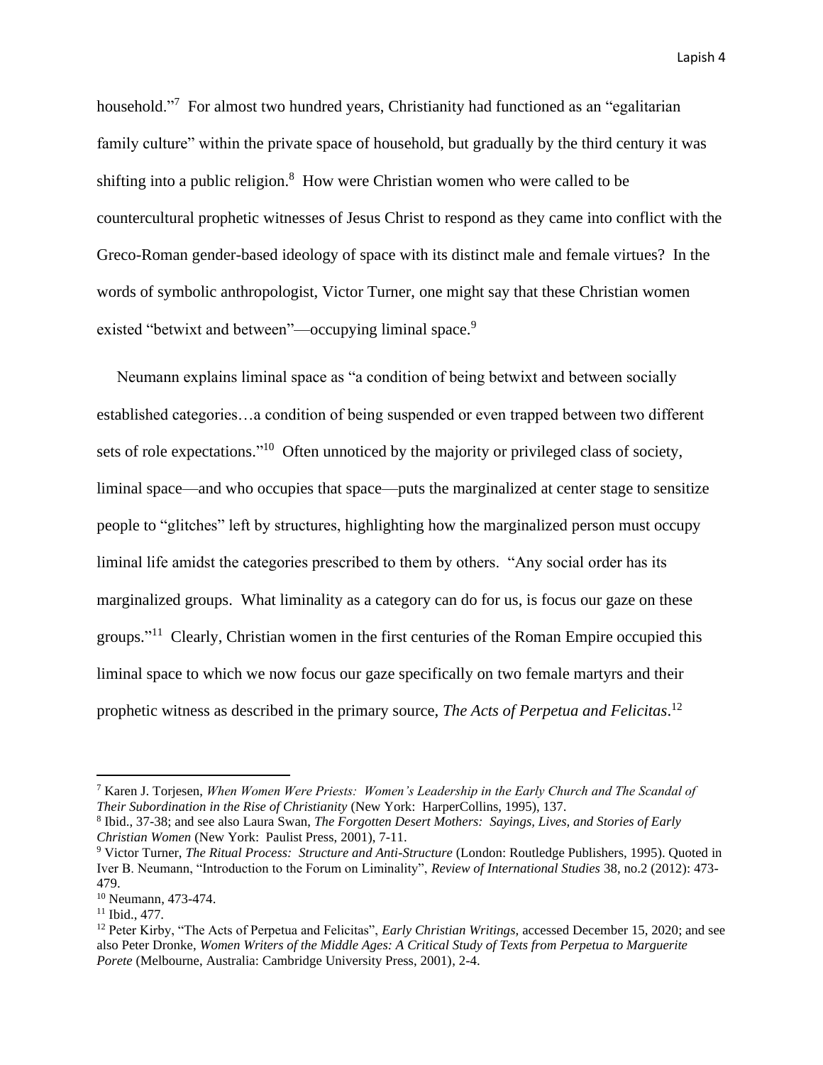household."[7] For almost two hundred years, Christianity had functioned as an "egalitarian family culture" within the private space of household, but gradually by the third century it was shifting into a public religion.[8] How were Christian women who were called to be countercultural prophetic witnesses of Jesus Christ to respond as they came into conflict with the Greco-Roman gender-based ideology of space with its distinct male and female virtues? In the words of symbolic anthropologist, Victor Turner, one might say that these Christian women existed "betwixt and between"—occupying liminal space.[9]

Neumann explains liminal space as "a condition of being betwixt and between socially established categories…a condition of being suspended or even trapped between two different sets of role expectations."[10] Often unnoticed by the majority or privileged class of society, liminal space—and who occupies that space—puts the marginalized at center stage to sensitize people to "glitches" left by structures, highlighting how the marginalized person must occupy liminal life amidst the categories prescribed to them by others. "Any social order has its marginalized groups. What liminality as a category can do for us, is focus our gaze on these groups."[11] Clearly, Christian women in the first centuries of the Roman Empire occupied this liminal space to which we now focus our gaze specifically on two female martyrs and their prophetic witness as described in the primary source, *The Acts of Perpetua and Felicitas*.[12]

---

[7] Karen J. Torjesen, *When Women Were Priests: Women's Leadership in the Early Church and The Scandal of Their Subordination in the Rise of Christianity* (New York: HarperCollins, 1995), 137.

[8] Ibid., 37-38; and see also Laura Swan, *The Forgotten Desert Mothers: Sayings, Lives, and Stories of Early Christian Women* (New York: Paulist Press, 2001), 7-11.

[9] Victor Turner, *The Ritual Process: Structure and Anti-Structure* (London: Routledge Publishers, 1995). Quoted in Iver B. Neumann, "Introduction to the Forum on Liminality", *Review of International Studies* 38, no.2 (2012): 473-479.

[10] Neumann, 473-474.

[11] Ibid., 477.

[12] Peter Kirby, "The Acts of Perpetua and Felicitas", *Early Christian Writings*, accessed December 15, 2020; and see also Peter Dronke, *Women Writers of the Middle Ages: A Critical Study of Texts from Perpetua to Marguerite Porete* (Melbourne, Australia: Cambridge University Press, 2001), 2-4.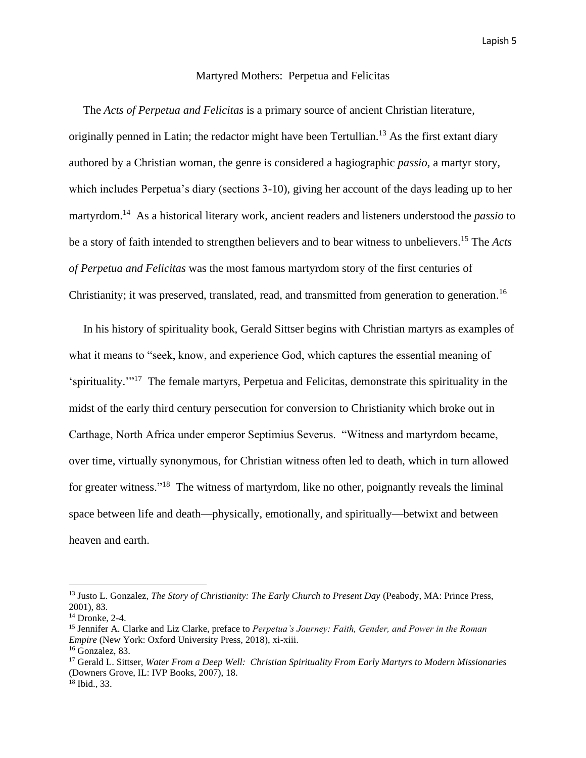## Martyred Mothers: Perpetua and Felicitas

The *Acts of Perpetua and Felicitas* is a primary source of ancient Christian literature, originally penned in Latin; the redactor might have been Tertullian.[13] As the first extant diary authored by a Christian woman, the genre is considered a hagiographic *passio*, a martyr story, which includes Perpetua's diary (sections 3-10), giving her account of the days leading up to her martyrdom.[14] As a historical literary work, ancient readers and listeners understood the *passio* to be a story of faith intended to strengthen believers and to bear witness to unbelievers.[15] The *Acts of Perpetua and Felicitas* was the most famous martyrdom story of the first centuries of Christianity; it was preserved, translated, read, and transmitted from generation to generation.[16]

In his history of spirituality book, Gerald Sittser begins with Christian martyrs as examples of what it means to "seek, know, and experience God, which captures the essential meaning of 'spirituality.'"[17] The female martyrs, Perpetua and Felicitas, demonstrate this spirituality in the midst of the early third century persecution for conversion to Christianity which broke out in Carthage, North Africa under emperor Septimius Severus. "Witness and martyrdom became, over time, virtually synonymous, for Christian witness often led to death, which in turn allowed for greater witness."[18] The witness of martyrdom, like no other, poignantly reveals the liminal space between life and death—physically, emotionally, and spiritually—betwixt and between heaven and earth.

---

[13] Justo L. Gonzalez, *The Story of Christianity: The Early Church to Present Day* (Peabody, MA: Prince Press, 2001), 83.

[14] Dronke, 2-4.

[15] Jennifer A. Clarke and Liz Clarke, preface to *Perpetua's Journey: Faith, Gender, and Power in the Roman Empire* (New York: Oxford University Press, 2018), xi-xiii.

[16] Gonzalez, 83.

[17] Gerald L. Sittser, *Water From a Deep Well: Christian Spirituality From Early Martyrs to Modern Missionaries* (Downers Grove, IL: IVP Books, 2007), 18.

[18] Ibid., 33.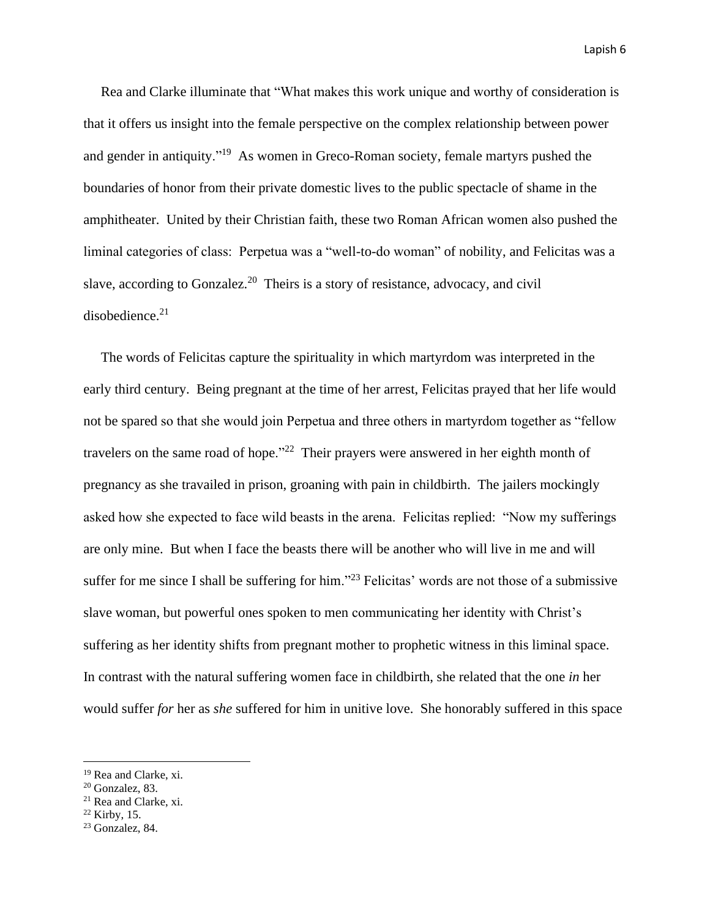Rea and Clarke illuminate that "What makes this work unique and worthy of consideration is that it offers us insight into the female perspective on the complex relationship between power and gender in antiquity."[19] As women in Greco-Roman society, female martyrs pushed the boundaries of honor from their private domestic lives to the public spectacle of shame in the amphitheater. United by their Christian faith, these two Roman African women also pushed the liminal categories of class: Perpetua was a "well-to-do woman" of nobility, and Felicitas was a slave, according to Gonzalez.[20] Theirs is a story of resistance, advocacy, and civil disobedience.[21]

The words of Felicitas capture the spirituality in which martyrdom was interpreted in the early third century. Being pregnant at the time of her arrest, Felicitas prayed that her life would not be spared so that she would join Perpetua and three others in martyrdom together as "fellow travelers on the same road of hope."[22] Their prayers were answered in her eighth month of pregnancy as she travailed in prison, groaning with pain in childbirth. The jailers mockingly asked how she expected to face wild beasts in the arena. Felicitas replied: "Now my sufferings are only mine. But when I face the beasts there will be another who will live in me and will suffer for me since I shall be suffering for him."[23] Felicitas' words are not those of a submissive slave woman, but powerful ones spoken to men communicating her identity with Christ's suffering as her identity shifts from pregnant mother to prophetic witness in this liminal space. In contrast with the natural suffering women face in childbirth, she related that the one *in* her would suffer *for* her as *she* suffered for him in unitive love. She honorably suffered in this space

---

[19] Rea and Clarke, xi.

[20] Gonzalez, 83.

[21] Rea and Clarke, xi.

[22] Kirby, 15.

[23] Gonzalez, 84.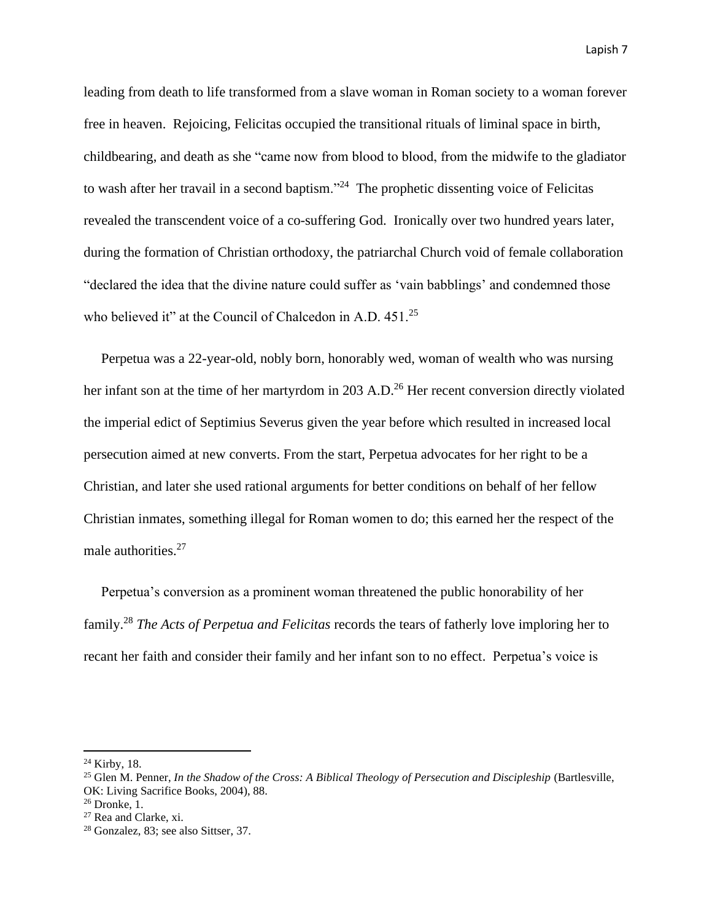leading from death to life transformed from a slave woman in Roman society to a woman forever free in heaven. Rejoicing, Felicitas occupied the transitional rituals of liminal space in birth, childbearing, and death as she "came now from blood to blood, from the midwife to the gladiator to wash after her travail in a second baptism."[24] The prophetic dissenting voice of Felicitas revealed the transcendent voice of a co-suffering God. Ironically over two hundred years later, during the formation of Christian orthodoxy, the patriarchal Church void of female collaboration "declared the idea that the divine nature could suffer as 'vain babblings' and condemned those who believed it" at the Council of Chalcedon in A.D. 451.[25]

Perpetua was a 22-year-old, nobly born, honorably wed, woman of wealth who was nursing her infant son at the time of her martyrdom in 203 A.D.[26] Her recent conversion directly violated the imperial edict of Septimius Severus given the year before which resulted in increased local persecution aimed at new converts. From the start, Perpetua advocates for her right to be a Christian, and later she used rational arguments for better conditions on behalf of her fellow Christian inmates, something illegal for Roman women to do; this earned her the respect of the male authorities.[27]

Perpetua's conversion as a prominent woman threatened the public honorability of her family.[28] *The Acts of Perpetua and Felicitas* records the tears of fatherly love imploring her to recant her faith and consider their family and her infant son to no effect. Perpetua's voice is

---

[24] Kirby, 18.

[25] Glen M. Penner, *In the Shadow of the Cross: A Biblical Theology of Persecution and Discipleship* (Bartlesville, OK: Living Sacrifice Books, 2004), 88.

[26] Dronke, 1.

[27] Rea and Clarke, xi.

[28] Gonzalez, 83; see also Sittser, 37.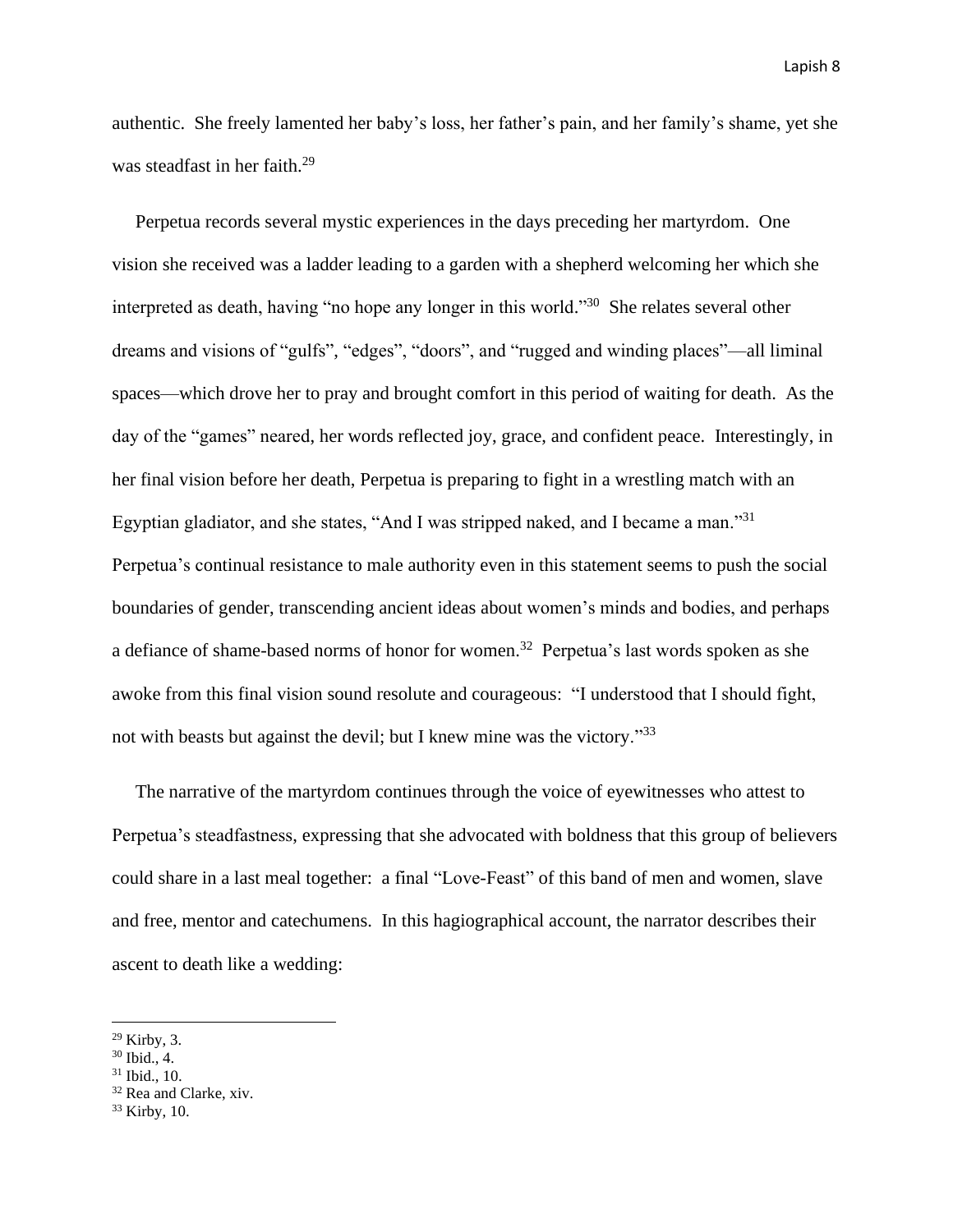authentic. She freely lamented her baby's loss, her father's pain, and her family's shame, yet she was steadfast in her faith.[29]

Perpetua records several mystic experiences in the days preceding her martyrdom. One vision she received was a ladder leading to a garden with a shepherd welcoming her which she interpreted as death, having "no hope any longer in this world."[30] She relates several other dreams and visions of "gulfs", "edges", "doors", and "rugged and winding places"—all liminal spaces—which drove her to pray and brought comfort in this period of waiting for death. As the day of the "games" neared, her words reflected joy, grace, and confident peace. Interestingly, in her final vision before her death, Perpetua is preparing to fight in a wrestling match with an Egyptian gladiator, and she states, "And I was stripped naked, and I became a man."[31] Perpetua's continual resistance to male authority even in this statement seems to push the social boundaries of gender, transcending ancient ideas about women's minds and bodies, and perhaps a defiance of shame-based norms of honor for women.[32] Perpetua's last words spoken as she awoke from this final vision sound resolute and courageous: "I understood that I should fight, not with beasts but against the devil; but I knew mine was the victory."[33]

The narrative of the martyrdom continues through the voice of eyewitnesses who attest to Perpetua's steadfastness, expressing that she advocated with boldness that this group of believers could share in a last meal together: a final "Love-Feast" of this band of men and women, slave and free, mentor and catechumens. In this hagiographical account, the narrator describes their ascent to death like a wedding:

---

[29] Kirby, 3.
[30] Ibid., 4.
[31] Ibid., 10.
[32] Rea and Clarke, xiv.
[33] Kirby, 10.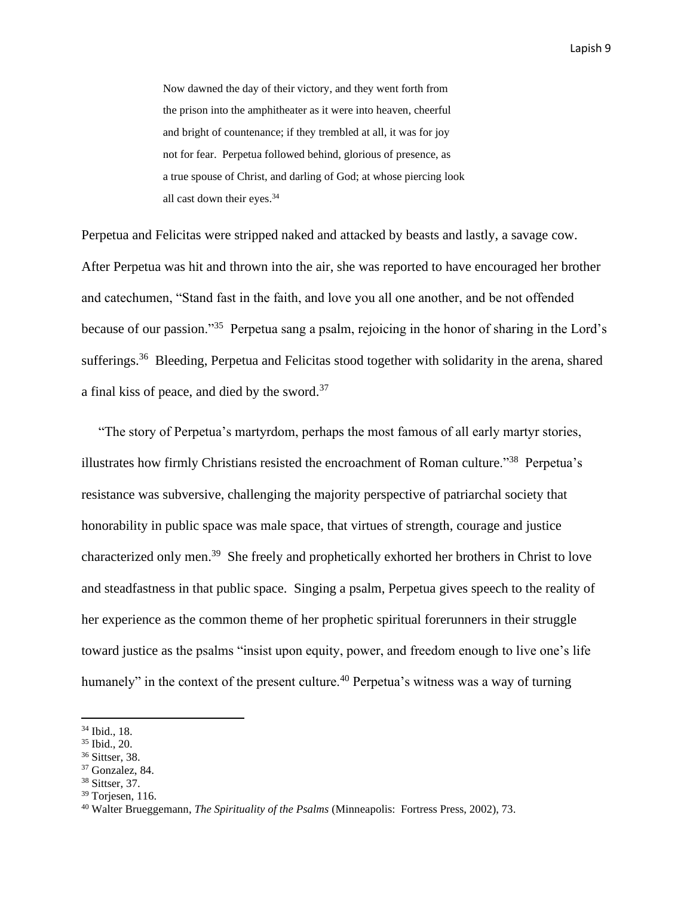> Now dawned the day of their victory, and they went forth from the prison into the amphitheater as it were into heaven, cheerful and bright of countenance; if they trembled at all, it was for joy not for fear. Perpetua followed behind, glorious of presence, as a true spouse of Christ, and darling of God; at whose piercing look all cast down their eyes.[34]

Perpetua and Felicitas were stripped naked and attacked by beasts and lastly, a savage cow. After Perpetua was hit and thrown into the air, she was reported to have encouraged her brother and catechumen, "Stand fast in the faith, and love you all one another, and be not offended because of our passion."[35] Perpetua sang a psalm, rejoicing in the honor of sharing in the Lord's sufferings.[36] Bleeding, Perpetua and Felicitas stood together with solidarity in the arena, shared a final kiss of peace, and died by the sword.[37]

"The story of Perpetua's martyrdom, perhaps the most famous of all early martyr stories, illustrates how firmly Christians resisted the encroachment of Roman culture."[38] Perpetua's resistance was subversive, challenging the majority perspective of patriarchal society that honorability in public space was male space, that virtues of strength, courage and justice characterized only men.[39] She freely and prophetically exhorted her brothers in Christ to love and steadfastness in that public space. Singing a psalm, Perpetua gives speech to the reality of her experience as the common theme of her prophetic spiritual forerunners in their struggle toward justice as the psalms "insist upon equity, power, and freedom enough to live one's life humanely" in the context of the present culture.[40] Perpetua's witness was a way of turning

---

[34] Ibid., 18.
[35] Ibid., 20.
[36] Sittser, 38.
[37] Gonzalez, 84.
[38] Sittser, 37.
[39] Torjesen, 116.
[40] Walter Brueggemann, *The Spirituality of the Psalms* (Minneapolis: Fortress Press, 2002), 73.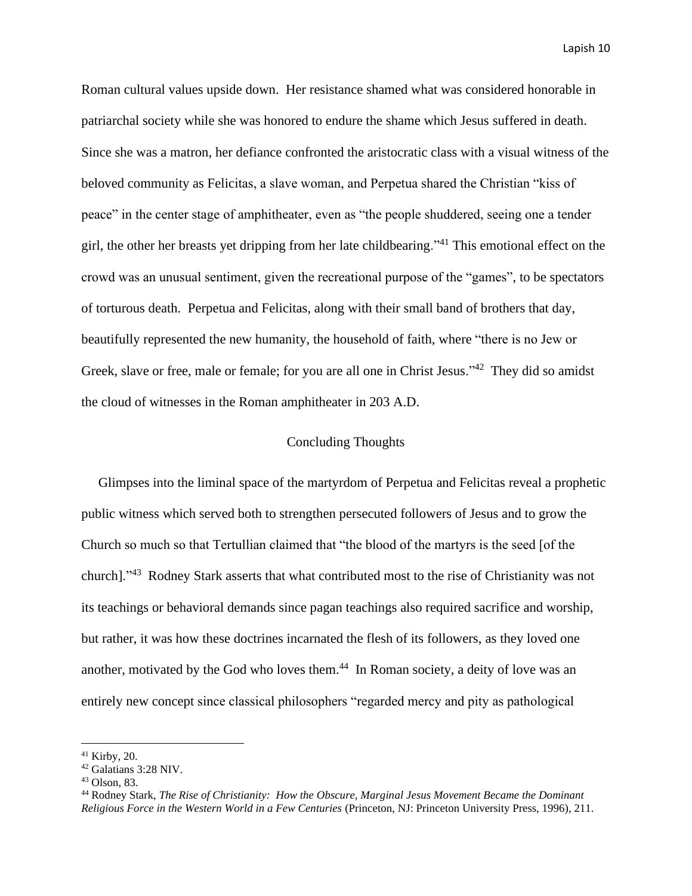Roman cultural values upside down. Her resistance shamed what was considered honorable in patriarchal society while she was honored to endure the shame which Jesus suffered in death. Since she was a matron, her defiance confronted the aristocratic class with a visual witness of the beloved community as Felicitas, a slave woman, and Perpetua shared the Christian "kiss of peace" in the center stage of amphitheater, even as "the people shuddered, seeing one a tender girl, the other her breasts yet dripping from her late childbearing."[41] This emotional effect on the crowd was an unusual sentiment, given the recreational purpose of the "games", to be spectators of torturous death. Perpetua and Felicitas, along with their small band of brothers that day, beautifully represented the new humanity, the household of faith, where "there is no Jew or Greek, slave or free, male or female; for you are all one in Christ Jesus."[42] They did so amidst the cloud of witnesses in the Roman amphitheater in 203 A.D.

## Concluding Thoughts

Glimpses into the liminal space of the martyrdom of Perpetua and Felicitas reveal a prophetic public witness which served both to strengthen persecuted followers of Jesus and to grow the Church so much so that Tertullian claimed that "the blood of the martyrs is the seed [of the church]."[43] Rodney Stark asserts that what contributed most to the rise of Christianity was not its teachings or behavioral demands since pagan teachings also required sacrifice and worship, but rather, it was how these doctrines incarnated the flesh of its followers, as they loved one another, motivated by the God who loves them.[44] In Roman society, a deity of love was an entirely new concept since classical philosophers "regarded mercy and pity as pathological

---

[41] Kirby, 20.

[42] Galatians 3:28 NIV.

[43] Olson, 83.

[44] Rodney Stark, *The Rise of Christianity: How the Obscure, Marginal Jesus Movement Became the Dominant Religious Force in the Western World in a Few Centuries* (Princeton, NJ: Princeton University Press, 1996), 211.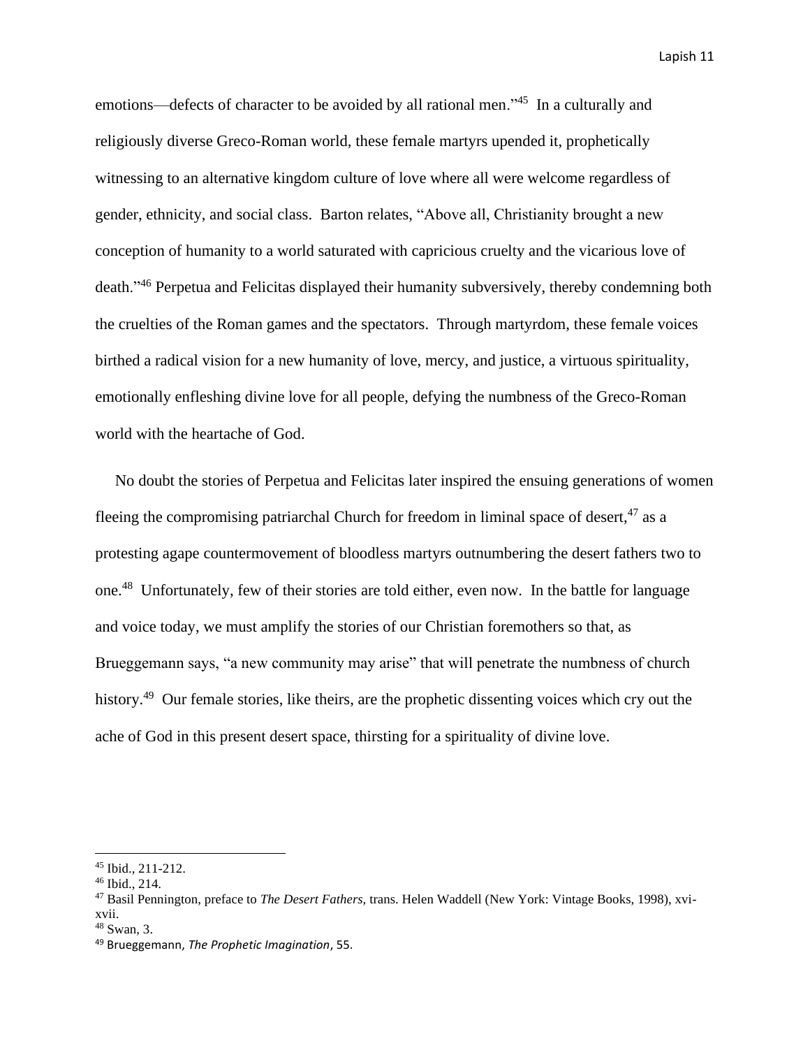emotions—defects of character to be avoided by all rational men."[45] In a culturally and religiously diverse Greco-Roman world, these female martyrs upended it, prophetically witnessing to an alternative kingdom culture of love where all were welcome regardless of gender, ethnicity, and social class. Barton relates, "Above all, Christianity brought a new conception of humanity to a world saturated with capricious cruelty and the vicarious love of death."[46] Perpetua and Felicitas displayed their humanity subversively, thereby condemning both the cruelties of the Roman games and the spectators. Through martyrdom, these female voices birthed a radical vision for a new humanity of love, mercy, and justice, a virtuous spirituality, emotionally enfleshing divine love for all people, defying the numbness of the Greco-Roman world with the heartache of God.

No doubt the stories of Perpetua and Felicitas later inspired the ensuing generations of women fleeing the compromising patriarchal Church for freedom in liminal space of desert,[47] as a protesting agape countermovement of bloodless martyrs outnumbering the desert fathers two to one.[48] Unfortunately, few of their stories are told either, even now. In the battle for language and voice today, we must amplify the stories of our Christian foremothers so that, as Brueggemann says, "a new community may arise" that will penetrate the numbness of church history.[49] Our female stories, like theirs, are the prophetic dissenting voices which cry out the ache of God in this present desert space, thirsting for a spirituality of divine love.

---

[45] Ibid., 211-212.

[46] Ibid., 214.

[47] Basil Pennington, preface to *The Desert Fathers,* trans. Helen Waddell (New York: Vintage Books, 1998), xvi-xvii.

[48] Swan, 3.

[49] Brueggemann, *The Prophetic Imagination*, 55.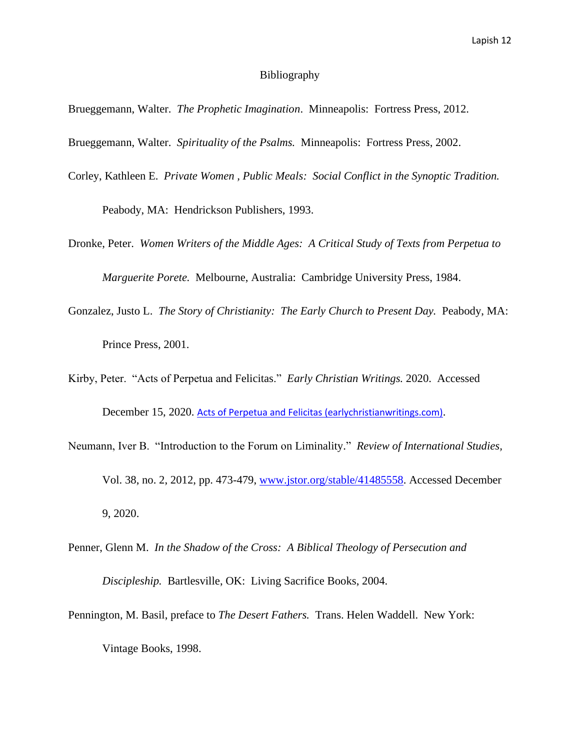# Bibliography

Brueggemann, Walter. *The Prophetic Imagination*. Minneapolis: Fortress Press, 2012.

Brueggemann, Walter. *Spirituality of the Psalms.* Minneapolis: Fortress Press, 2002.

Corley, Kathleen E. *Private Women , Public Meals: Social Conflict in the Synoptic Tradition.* Peabody, MA: Hendrickson Publishers, 1993.

Dronke, Peter. *Women Writers of the Middle Ages: A Critical Study of Texts from Perpetua to Marguerite Porete.* Melbourne, Australia: Cambridge University Press, 1984.

Gonzalez, Justo L. *The Story of Christianity: The Early Church to Present Day.* Peabody, MA: Prince Press, 2001.

Kirby, Peter. "Acts of Perpetua and Felicitas." *Early Christian Writings.* 2020. Accessed December 15, 2020. Acts of Perpetua and Felicitas (earlychristianwritings.com).

Neumann, Iver B. "Introduction to the Forum on Liminality." *Review of International Studies,* Vol. 38, no. 2, 2012, pp. 473-479, www.jstor.org/stable/41485558. Accessed December 9, 2020.

Penner, Glenn M. *In the Shadow of the Cross: A Biblical Theology of Persecution and Discipleship.* Bartlesville, OK: Living Sacrifice Books, 2004.

Pennington, M. Basil, preface to *The Desert Fathers.* Trans. Helen Waddell. New York: Vintage Books, 1998.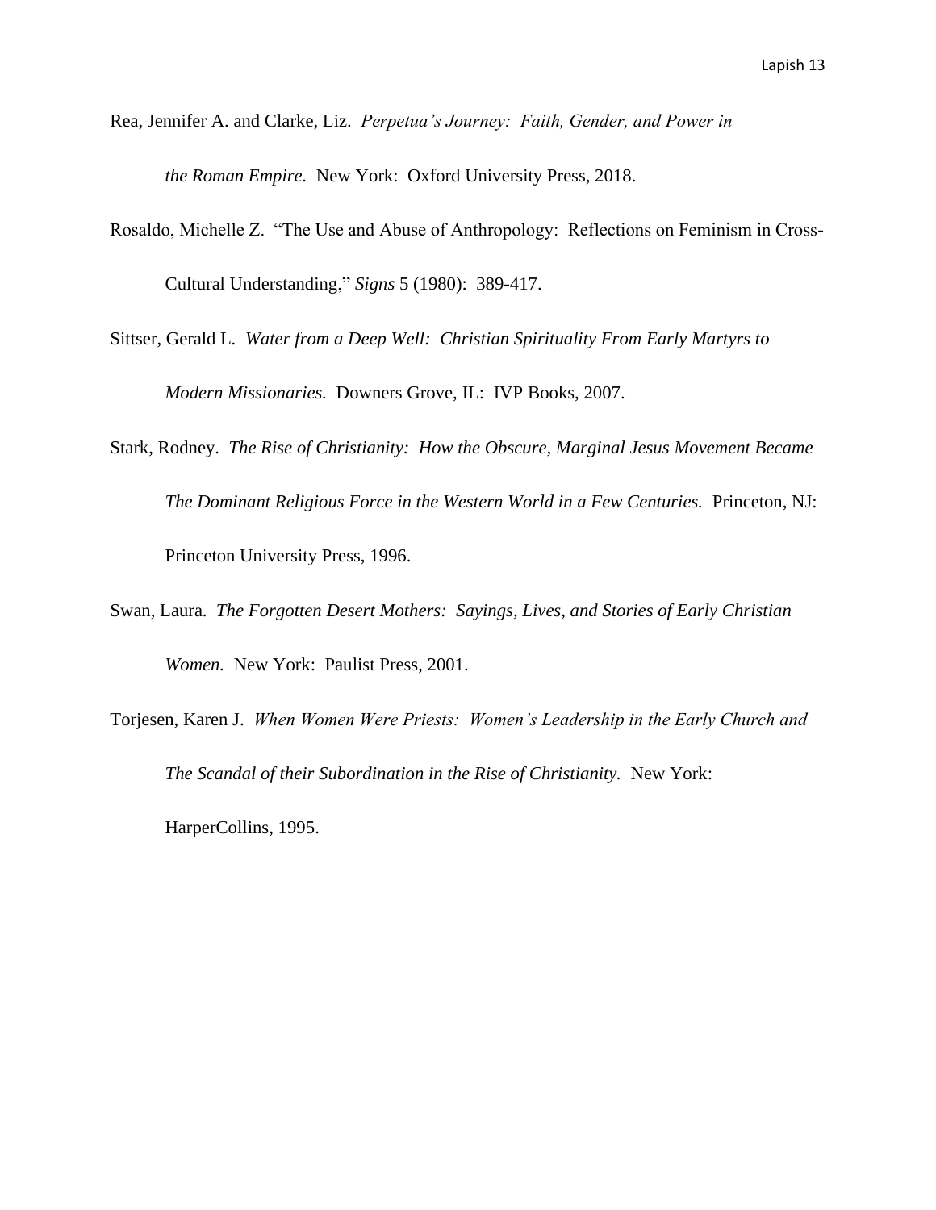Rea, Jennifer A. and Clarke, Liz. *Perpetua's Journey: Faith, Gender, and Power in the Roman Empire.* New York: Oxford University Press, 2018.

Rosaldo, Michelle Z. "The Use and Abuse of Anthropology: Reflections on Feminism in Cross-Cultural Understanding," *Signs* 5 (1980): 389-417.

Sittser, Gerald L. *Water from a Deep Well: Christian Spirituality From Early Martyrs to Modern Missionaries.* Downers Grove, IL: IVP Books, 2007.

Stark, Rodney. *The Rise of Christianity: How the Obscure, Marginal Jesus Movement Became The Dominant Religious Force in the Western World in a Few Centuries.* Princeton, NJ: Princeton University Press, 1996.

Swan, Laura. *The Forgotten Desert Mothers: Sayings, Lives, and Stories of Early Christian Women.* New York: Paulist Press, 2001.

Torjesen, Karen J. *When Women Were Priests: Women's Leadership in the Early Church and The Scandal of their Subordination in the Rise of Christianity.* New York: HarperCollins, 1995.